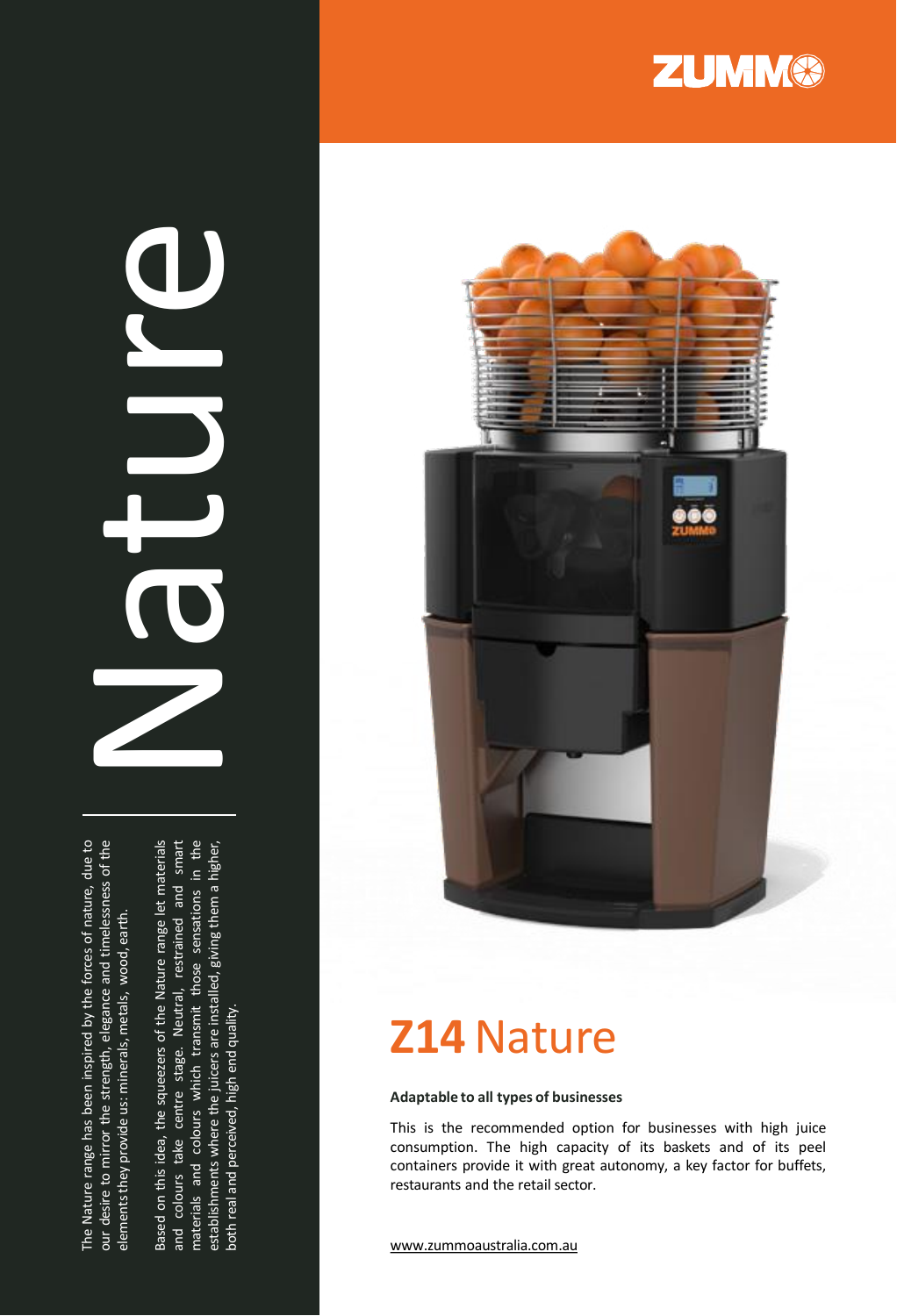# Nature

The Nature range has been inspired by the forces of nature, due to our desire to mirror the strength, elegance and timelessness of the elements they provide us: minerals, metals, wood, earth.

Based on this idea, the squeezers of the Nature range let materials and colours take centre stage. Neutral, restrained and smart materials and colours which transmit those sensations in the establishments where the juicers are installed, giving them a higher, both real and perceived, high end quality.

ZUMMO

## **Z14** Nature

**Adaptable to all types of businesses**

This is the recommended option for businesses with high juice consumption. The high capacity of its baskets and of its peel containers provide it with great autonomy, a key factor for buffets, restaurants and the retail sector.

www.zummoaustralia.com.au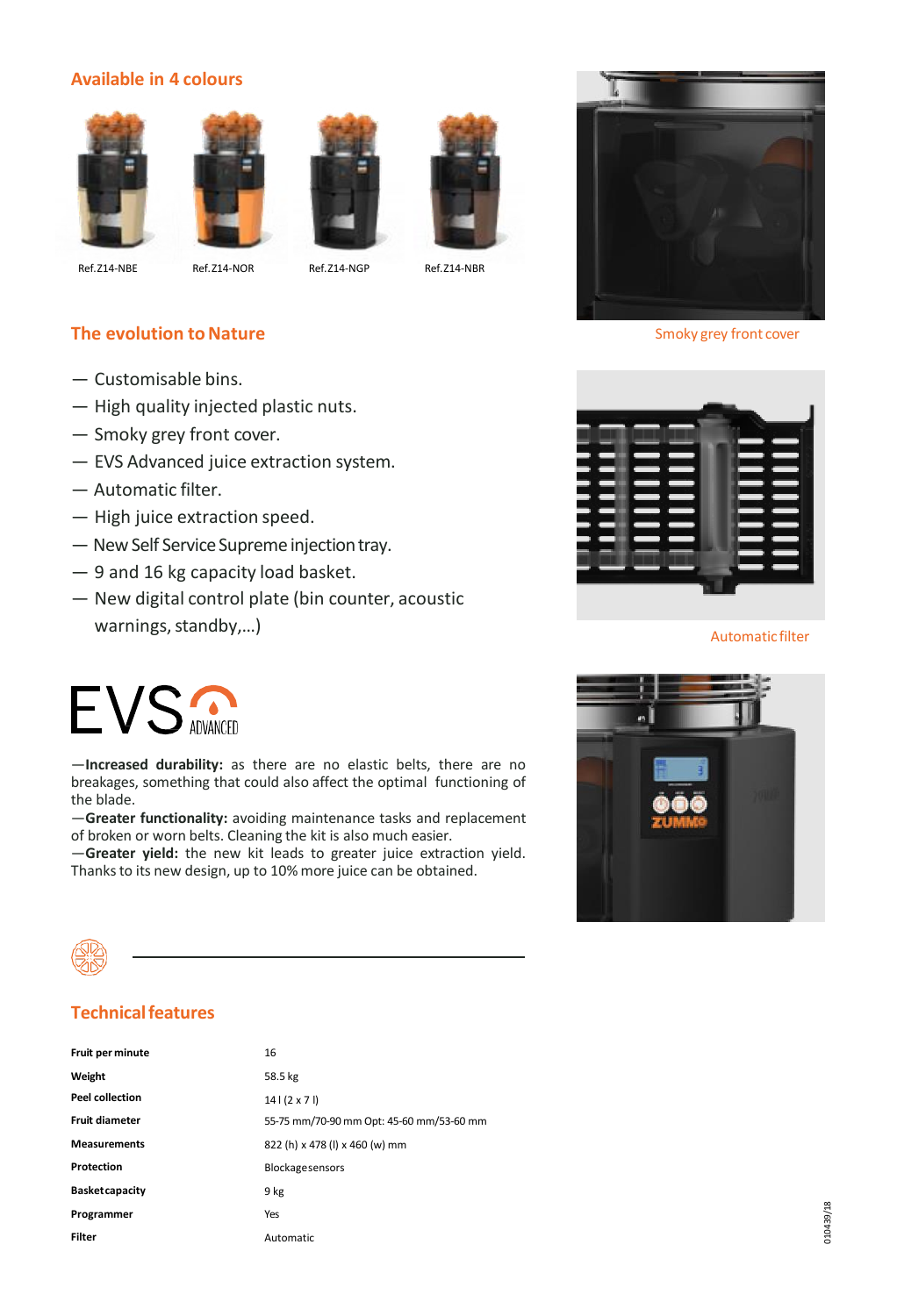## Available in 4 colours

Ref.Z14-NBE

Ref.Z14-NOR

Ref.Z14-NGP

Ref.Z14-NBR

Smoky grey front cover

## The evolution to Nature

- Customisable bins.
- High quality injected plastic nuts.
- Smoky grey front cover.
- EVS Advanced juice extraction system.
- Automatic filter.
- High juice extraction speed.
- New Self Service Supreme injection tray.
- 9 and 16 kg capacity load basket.
- New digital control plate (bin counter, acoustic warnings, standby,...)

Automatic filter

EVS ADVANCED

—**Increased durability:** as there are no elastic belts, there are no breakages, something that could also affect the optimal functioning of the blade.
—**Greater functionality:** avoiding maintenance tasks and replacement of broken or worn belts. Cleaning the kit is also much easier.
—**Greater yield:** the new kit leads to greater juice extraction yield. Thanks to its new design, up to 10% more juice can be obtained.

## Technical features

| | |
|---|---|
| **Fruit per minute** | 16 |
| **Weight** | 58.5 kg |
| **Peel collection** | 14 l (2 x 7 l) |
| **Fruit diameter** | 55-75 mm/70-90 mm Opt: 45-60 mm/53-60 mm |
| **Measurements** | 822 (h) x 478 (l) x 460 (w) mm |
| **Protection** | Blockage sensors |
| **Basket capacity** | 9 kg |
| **Programmer** | Yes |
| **Filter** | Automatic |

010439/18